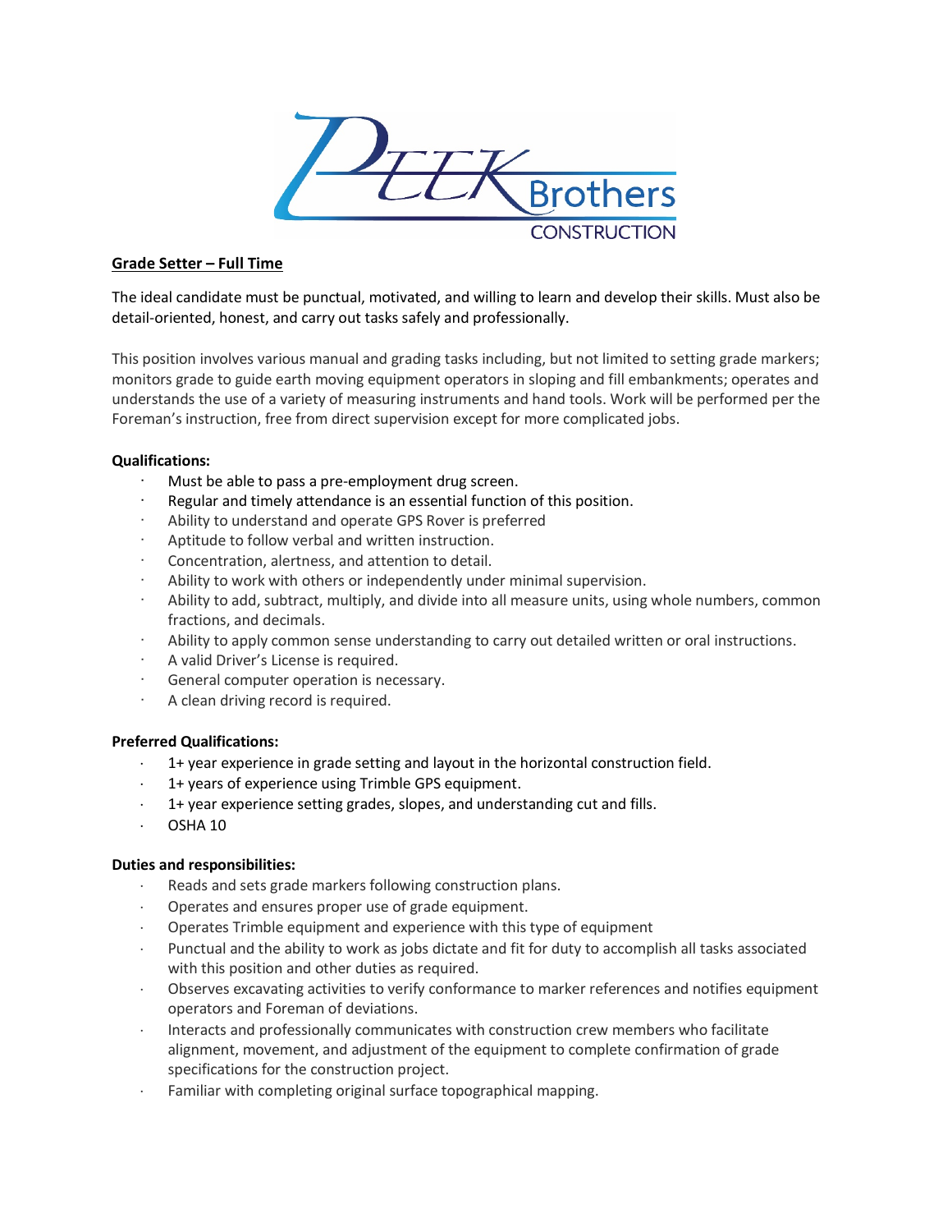## Grade Setter – Full Time

The ideal candidate must be punctual, motivated, and willing to learn and develop their skills. Must also be detail-oriented, honest, and carry out tasks safely and professionally.

This position involves various manual and grading tasks including, but not limited to setting grade markers; monitors grade to guide earth moving equipment operators in sloping and fill embankments; operates and understands the use of a variety of measuring instruments and hand tools. Work will be performed per the Foreman's instruction, free from direct supervision except for more complicated jobs.

**Qualifications:**

- Must be able to pass a pre-employment drug screen.
- Regular and timely attendance is an essential function of this position.
- Ability to understand and operate GPS Rover is preferred
- Aptitude to follow verbal and written instruction.
- Concentration, alertness, and attention to detail.
- Ability to work with others or independently under minimal supervision.
- Ability to add, subtract, multiply, and divide into all measure units, using whole numbers, common fractions, and decimals.
- Ability to apply common sense understanding to carry out detailed written or oral instructions.
- A valid Driver's License is required.
- General computer operation is necessary.
- A clean driving record is required.

**Preferred Qualifications:**

- 1+ year experience in grade setting and layout in the horizontal construction field.
- 1+ years of experience using Trimble GPS equipment.
- 1+ year experience setting grades, slopes, and understanding cut and fills.
- OSHA 10

**Duties and responsibilities:**

- Reads and sets grade markers following construction plans.
- Operates and ensures proper use of grade equipment.
- Operates Trimble equipment and experience with this type of equipment
- Punctual and the ability to work as jobs dictate and fit for duty to accomplish all tasks associated with this position and other duties as required.
- Observes excavating activities to verify conformance to marker references and notifies equipment operators and Foreman of deviations.
- Interacts and professionally communicates with construction crew members who facilitate alignment, movement, and adjustment of the equipment to complete confirmation of grade specifications for the construction project.
- Familiar with completing original surface topographical mapping.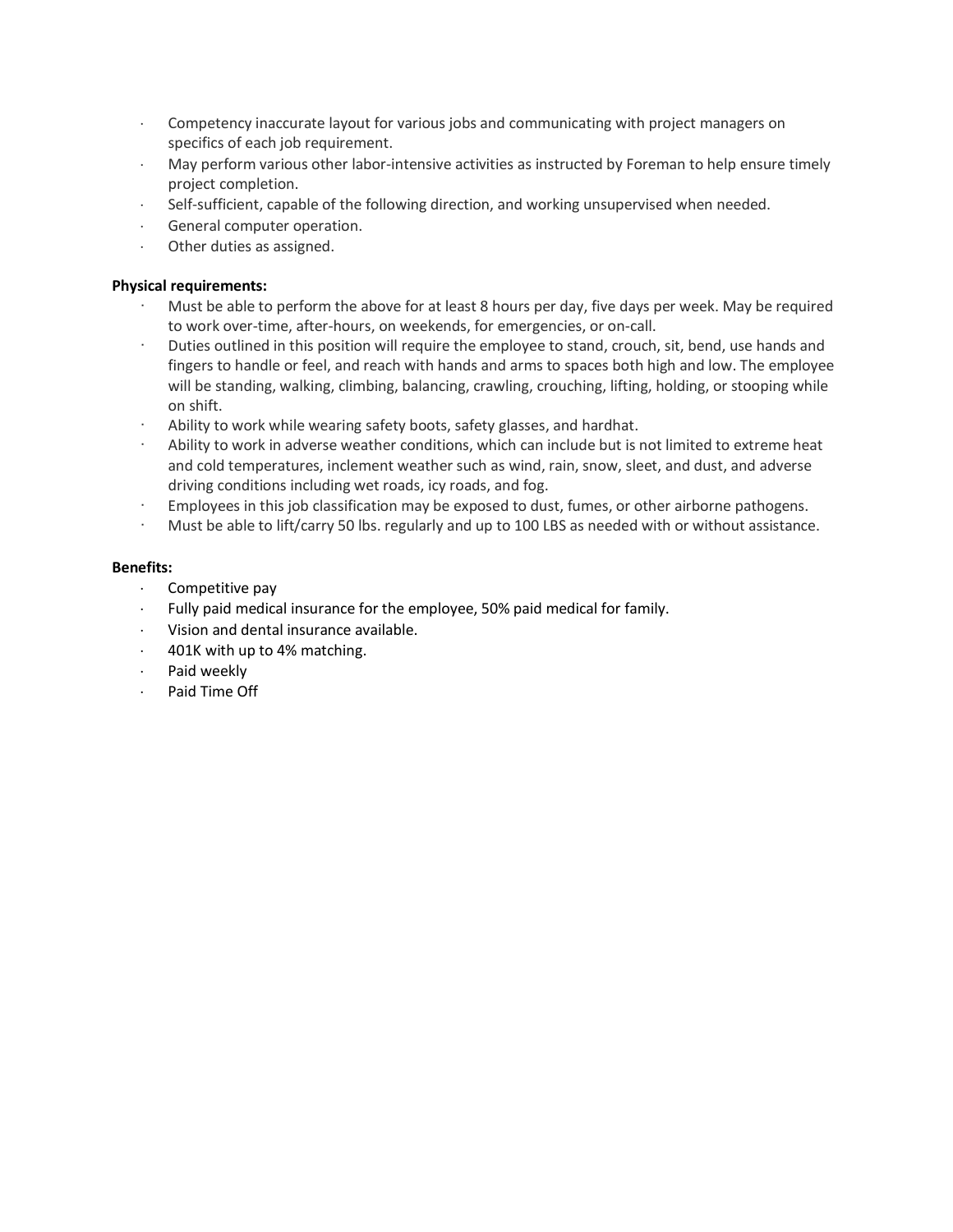- Competency inaccurate layout for various jobs and communicating with project managers on specifics of each job requirement.
- May perform various other labor-intensive activities as instructed by Foreman to help ensure timely project completion.
- Self-sufficient, capable of the following direction, and working unsupervised when needed.
- General computer operation.
- Other duties as assigned.

**Physical requirements:**

- Must be able to perform the above for at least 8 hours per day, five days per week. May be required to work over-time, after-hours, on weekends, for emergencies, or on-call.
- Duties outlined in this position will require the employee to stand, crouch, sit, bend, use hands and fingers to handle or feel, and reach with hands and arms to spaces both high and low. The employee will be standing, walking, climbing, balancing, crawling, crouching, lifting, holding, or stooping while on shift.
- Ability to work while wearing safety boots, safety glasses, and hardhat.
- Ability to work in adverse weather conditions, which can include but is not limited to extreme heat and cold temperatures, inclement weather such as wind, rain, snow, sleet, and dust, and adverse driving conditions including wet roads, icy roads, and fog.
- Employees in this job classification may be exposed to dust, fumes, or other airborne pathogens.
- Must be able to lift/carry 50 lbs. regularly and up to 100 LBS as needed with or without assistance.

**Benefits:**

- Competitive pay
- Fully paid medical insurance for the employee, 50% paid medical for family.
- Vision and dental insurance available.
- 401K with up to 4% matching.
- Paid weekly
- Paid Time Off